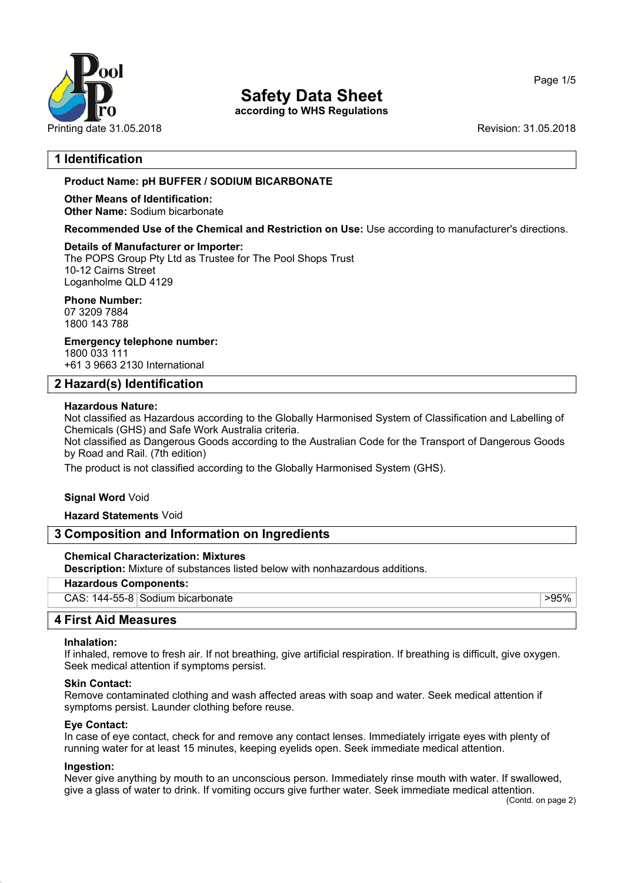# Safety Data Sheet

**according to WHS Regulations**

Printing date 31.05.2018 Revision: 31.05.2018

## 1 Identification

**Product Name: pH BUFFER / SODIUM BICARBONATE**

**Other Means of Identification:**
**Other Name:** Sodium bicarbonate

**Recommended Use of the Chemical and Restriction on Use:** Use according to manufacturer's directions.

**Details of Manufacturer or Importer:**
The POPS Group Pty Ltd as Trustee for The Pool Shops Trust
10-12 Cairns Street
Loganholme QLD 4129

**Phone Number:**
07 3209 7884
1800 143 788

**Emergency telephone number:**
1800 033 111
+61 3 9663 2130 International

## 2 Hazard(s) Identification

**Hazardous Nature:**
Not classified as Hazardous according to the Globally Harmonised System of Classification and Labelling of Chemicals (GHS) and Safe Work Australia criteria.
Not classified as Dangerous Goods according to the Australian Code for the Transport of Dangerous Goods by Road and Rail. (7th edition)
The product is not classified according to the Globally Harmonised System (GHS).

**Signal Word** Void

**Hazard Statements** Void

## 3 Composition and Information on Ingredients

**Chemical Characterization: Mixtures**
**Description:** Mixture of substances listed below with nonhazardous additions.

| **Hazardous Components:** | | |
|---|---|---|
| CAS: 144-55-8 | Sodium bicarbonate | >95% |

## 4 First Aid Measures

**Inhalation:**
If inhaled, remove to fresh air. If not breathing, give artificial respiration. If breathing is difficult, give oxygen. Seek medical attention if symptoms persist.

**Skin Contact:**
Remove contaminated clothing and wash affected areas with soap and water. Seek medical attention if symptoms persist. Launder clothing before reuse.

**Eye Contact:**
In case of eye contact, check for and remove any contact lenses. Immediately irrigate eyes with plenty of running water for at least 15 minutes, keeping eyelids open. Seek immediate medical attention.

**Ingestion:**
Never give anything by mouth to an unconscious person. Immediately rinse mouth with water. If swallowed, give a glass of water to drink. If vomiting occurs give further water. Seek immediate medical attention.

(Contd. on page 2)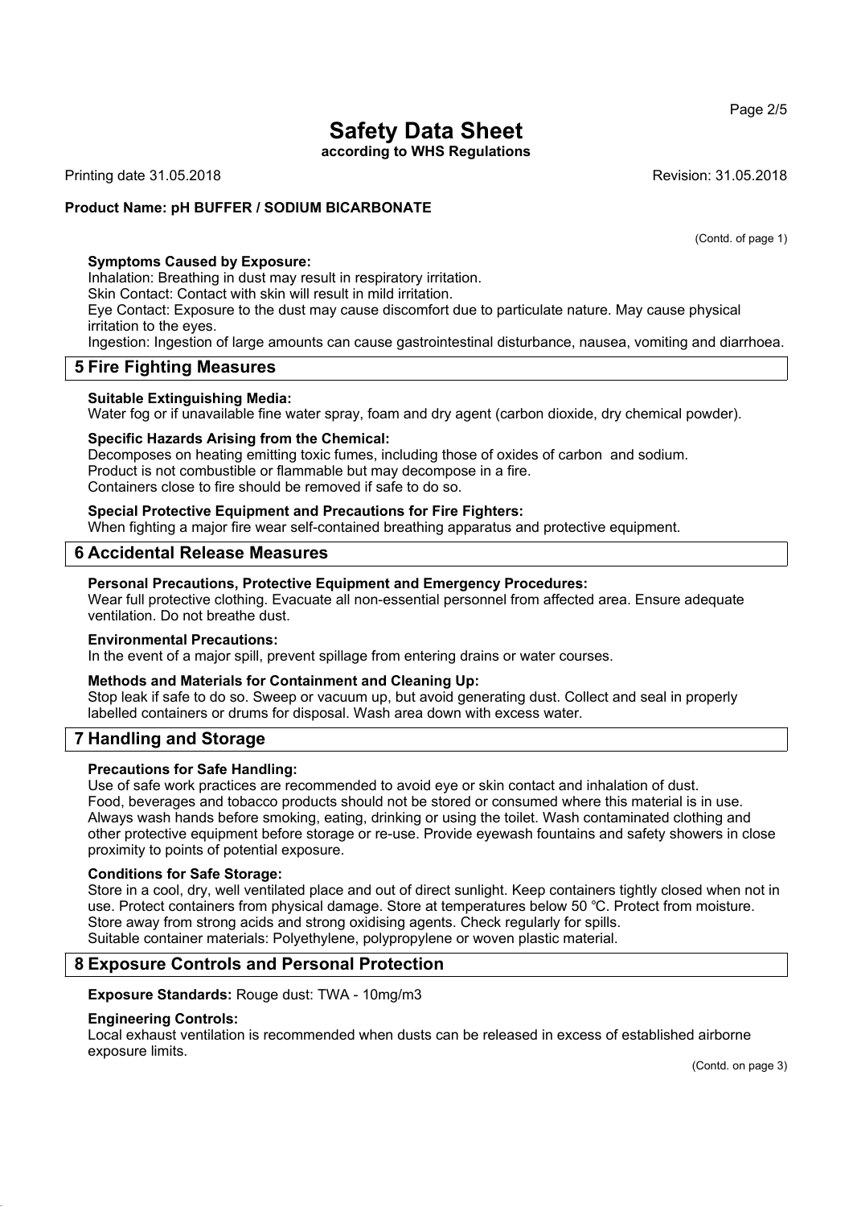(Contd. of page 1)

**Symptoms Caused by Exposure:**
Inhalation: Breathing in dust may result in respiratory irritation.
Skin Contact: Contact with skin will result in mild irritation.
Eye Contact: Exposure to the dust may cause discomfort due to particulate nature. May cause physical irritation to the eyes.
Ingestion: Ingestion of large amounts can cause gastrointestinal disturbance, nausea, vomiting and diarrhoea.

## 5 Fire Fighting Measures

**Suitable Extinguishing Media:**
Water fog or if unavailable fine water spray, foam and dry agent (carbon dioxide, dry chemical powder).

**Specific Hazards Arising from the Chemical:**
Decomposes on heating emitting toxic fumes, including those of oxides of carbon and sodium.
Product is not combustible or flammable but may decompose in a fire.
Containers close to fire should be removed if safe to do so.

**Special Protective Equipment and Precautions for Fire Fighters:**
When fighting a major fire wear self-contained breathing apparatus and protective equipment.

## 6 Accidental Release Measures

**Personal Precautions, Protective Equipment and Emergency Procedures:**
Wear full protective clothing. Evacuate all non-essential personnel from affected area. Ensure adequate ventilation. Do not breathe dust.

**Environmental Precautions:**
In the event of a major spill, prevent spillage from entering drains or water courses.

**Methods and Materials for Containment and Cleaning Up:**
Stop leak if safe to do so. Sweep or vacuum up, but avoid generating dust. Collect and seal in properly labelled containers or drums for disposal. Wash area down with excess water.

## 7 Handling and Storage

**Precautions for Safe Handling:**
Use of safe work practices are recommended to avoid eye or skin contact and inhalation of dust.
Food, beverages and tobacco products should not be stored or consumed where this material is in use.
Always wash hands before smoking, eating, drinking or using the toilet. Wash contaminated clothing and other protective equipment before storage or re-use. Provide eyewash fountains and safety showers in close proximity to points of potential exposure.

**Conditions for Safe Storage:**
Store in a cool, dry, well ventilated place and out of direct sunlight. Keep containers tightly closed when not in use. Protect containers from physical damage. Store at temperatures below 50 ℃. Protect from moisture.
Store away from strong acids and strong oxidising agents. Check regularly for spills.
Suitable container materials: Polyethylene, polypropylene or woven plastic material.

## 8 Exposure Controls and Personal Protection

**Exposure Standards:** Rouge dust: TWA - 10mg/m3

**Engineering Controls:**
Local exhaust ventilation is recommended when dusts can be released in excess of established airborne exposure limits.

(Contd. on page 3)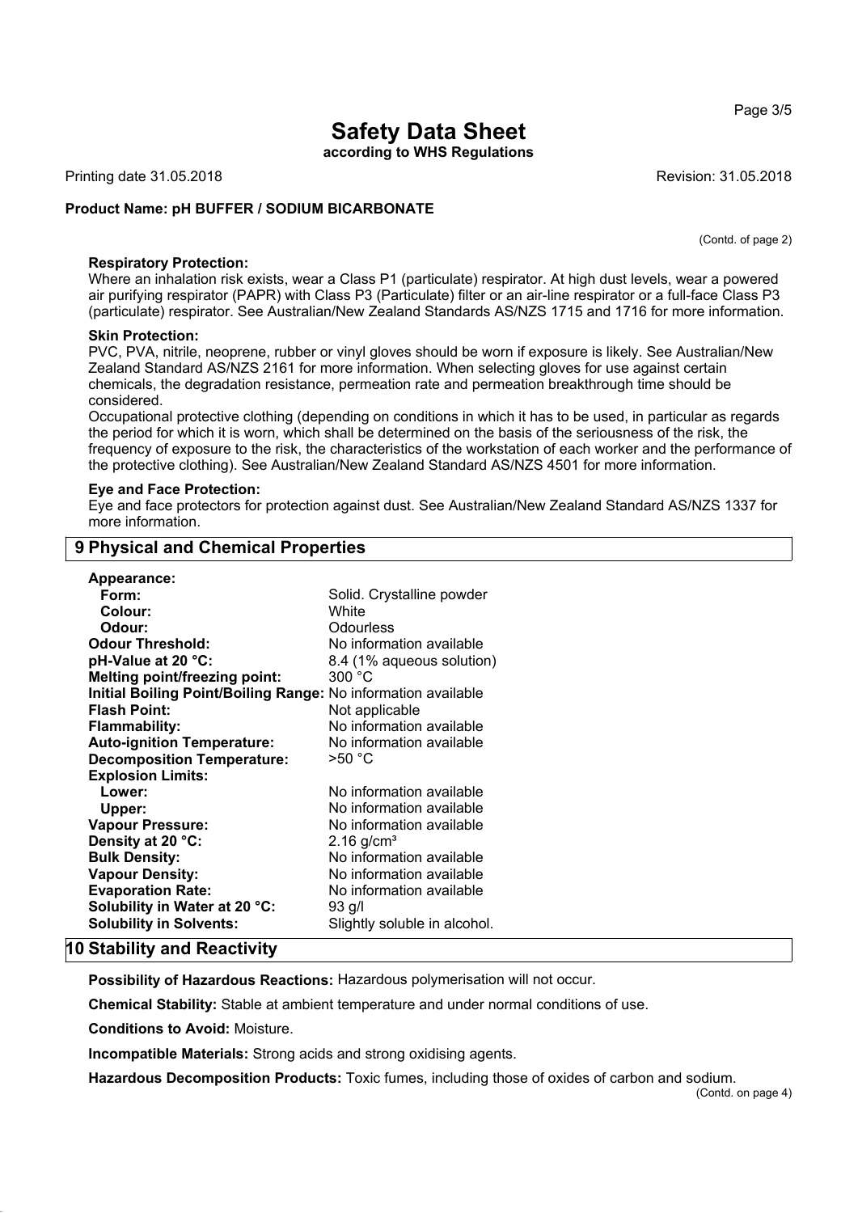**Product Name: pH BUFFER / SODIUM BICARBONATE**

(Contd. of page 2)

**Respiratory Protection:**

Where an inhalation risk exists, wear a Class P1 (particulate) respirator. At high dust levels, wear a powered air purifying respirator (PAPR) with Class P3 (Particulate) filter or an air-line respirator or a full-face Class P3 (particulate) respirator. See Australian/New Zealand Standards AS/NZS 1715 and 1716 for more information.

**Skin Protection:**

PVC, PVA, nitrile, neoprene, rubber or vinyl gloves should be worn if exposure is likely. See Australian/New Zealand Standard AS/NZS 2161 for more information. When selecting gloves for use against certain chemicals, the degradation resistance, permeation rate and permeation breakthrough time should be considered.

Occupational protective clothing (depending on conditions in which it has to be used, in particular as regards the period for which it is worn, which shall be determined on the basis of the seriousness of the risk, the frequency of exposure to the risk, the characteristics of the workstation of each worker and the performance of the protective clothing). See Australian/New Zealand Standard AS/NZS 4501 for more information.

**Eye and Face Protection:**

Eye and face protectors for protection against dust. See Australian/New Zealand Standard AS/NZS 1337 for more information.

## 9 Physical and Chemical Properties

**Appearance:**

| | |
|---|---|
| **Form:** | Solid. Crystalline powder |
| **Colour:** | White |
| **Odour:** | Odourless |
| **Odour Threshold:** | No information available |
| **pH-Value at 20 °C:** | 8.4 (1% aqueous solution) |
| **Melting point/freezing point:** | 300 °C |
| **Initial Boiling Point/Boiling Range:** | No information available |
| **Flash Point:** | Not applicable |
| **Flammability:** | No information available |
| **Auto-ignition Temperature:** | No information available |
| **Decomposition Temperature:** | >50 °C |
| **Explosion Limits:** | |
| **Lower:** | No information available |
| **Upper:** | No information available |
| **Vapour Pressure:** | No information available |
| **Density at 20 °C:** | 2.16 g/cm³ |
| **Bulk Density:** | No information available |
| **Vapour Density:** | No information available |
| **Evaporation Rate:** | No information available |
| **Solubility in Water at 20 °C:** | 93 g/l |
| **Solubility in Solvents:** | Slightly soluble in alcohol. |

## 10 Stability and Reactivity

**Possibility of Hazardous Reactions:** Hazardous polymerisation will not occur.

**Chemical Stability:** Stable at ambient temperature and under normal conditions of use.

**Conditions to Avoid:** Moisture.

**Incompatible Materials:** Strong acids and strong oxidising agents.

**Hazardous Decomposition Products:** Toxic fumes, including those of oxides of carbon and sodium.

(Contd. on page 4)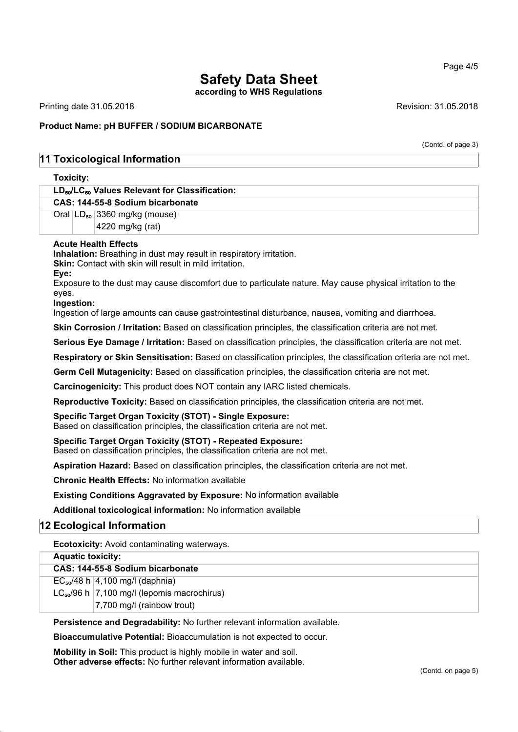# Safety Data Sheet

**according to WHS Regulations**

Printing date 31.05.2018 Revision: 31.05.2018

**Product Name: pH BUFFER / SODIUM BICARBONATE**

(Contd. of page 3)

## 11 Toxicological Information

**Toxicity:**

| $LD_{50}/LC_{50}$ Values Relevant for Classification: | | |
|---|---|---|
| **CAS: 144-55-8 Sodium bicarbonate** | | |
| Oral | $LD_{50}$ | 3360 mg/kg (mouse) |
| | | 4220 mg/kg (rat) |

**Acute Health Effects**

**Inhalation:** Breathing in dust may result in respiratory irritation.

**Skin:** Contact with skin will result in mild irritation.

**Eye:**

Exposure to the dust may cause discomfort due to particulate nature. May cause physical irritation to the eyes.

**Ingestion:**

Ingestion of large amounts can cause gastrointestinal disturbance, nausea, vomiting and diarrhoea.

**Skin Corrosion / Irritation:** Based on classification principles, the classification criteria are not met.

**Serious Eye Damage / Irritation:** Based on classification principles, the classification criteria are not met.

**Respiratory or Skin Sensitisation:** Based on classification principles, the classification criteria are not met.

**Germ Cell Mutagenicity:** Based on classification principles, the classification criteria are not met.

**Carcinogenicity:** This product does NOT contain any IARC listed chemicals.

**Reproductive Toxicity:** Based on classification principles, the classification criteria are not met.

**Specific Target Organ Toxicity (STOT) - Single Exposure:**
Based on classification principles, the classification criteria are not met.

**Specific Target Organ Toxicity (STOT) - Repeated Exposure:**
Based on classification principles, the classification criteria are not met.

**Aspiration Hazard:** Based on classification principles, the classification criteria are not met.

**Chronic Health Effects:** No information available

**Existing Conditions Aggravated by Exposure:** No information available

**Additional toxicological information:** No information available

## 12 Ecological Information

**Ecotoxicity:** Avoid contaminating waterways.

| Aquatic toxicity: | |
|---|---|
| **CAS: 144-55-8 Sodium bicarbonate** | |
| $EC_{50}$/48 h | 4,100 mg/l (daphnia) |
| $LC_{50}$/96 h | 7,100 mg/l (lepomis macrochirus) |
| | 7,700 mg/l (rainbow trout) |

**Persistence and Degradability:** No further relevant information available.

**Bioaccumulative Potential:** Bioaccumulation is not expected to occur.

**Mobility in Soil:** This product is highly mobile in water and soil.
**Other adverse effects:** No further relevant information available.

(Contd. on page 5)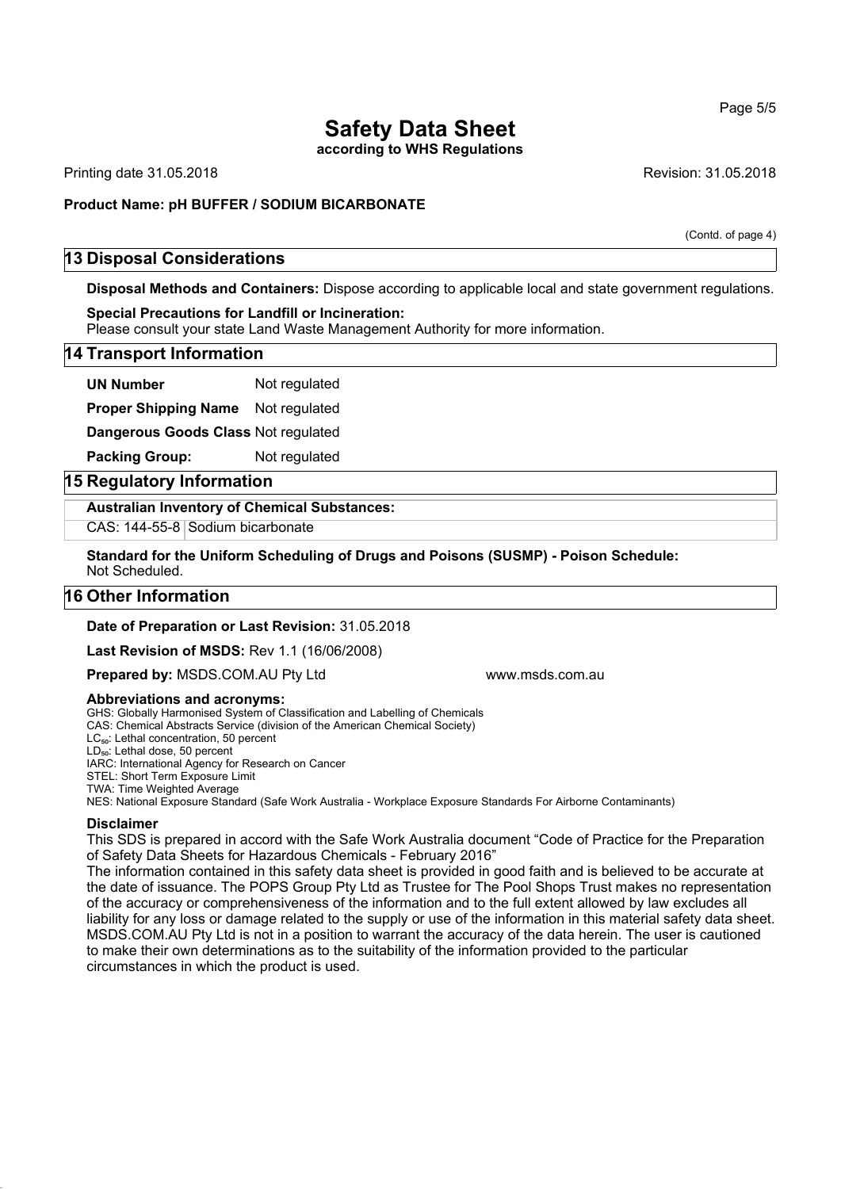(Contd. of page 4)

## 13 Disposal Considerations

**Disposal Methods and Containers:** Dispose according to applicable local and state government regulations.

**Special Precautions for Landfill or Incineration:**
Please consult your state Land Waste Management Authority for more information.

## 14 Transport Information

**UN Number** Not regulated

**Proper Shipping Name** Not regulated

**Dangerous Goods Class** Not regulated

**Packing Group:** Not regulated

## 15 Regulatory Information

**Australian Inventory of Chemical Substances:**

| | |
|---|---|
| CAS: 144-55-8 | Sodium bicarbonate |

**Standard for the Uniform Scheduling of Drugs and Poisons (SUSMP) - Poison Schedule:**
Not Scheduled.

## 16 Other Information

**Date of Preparation or Last Revision:** 31.05.2018

**Last Revision of MSDS:** Rev 1.1 (16/06/2008)

**Prepared by:** MSDS.COM.AU Pty Ltd www.msds.com.au

**Abbreviations and acronyms:**
GHS: Globally Harmonised System of Classification and Labelling of Chemicals
CAS: Chemical Abstracts Service (division of the American Chemical Society)
$LC_{50}$: Lethal concentration, 50 percent
$LD_{50}$: Lethal dose, 50 percent
IARC: International Agency for Research on Cancer
STEL: Short Term Exposure Limit
TWA: Time Weighted Average
NES: National Exposure Standard (Safe Work Australia - Workplace Exposure Standards For Airborne Contaminants)

**Disclaimer**
This SDS is prepared in accord with the Safe Work Australia document "Code of Practice for the Preparation of Safety Data Sheets for Hazardous Chemicals - February 2016"
The information contained in this safety data sheet is provided in good faith and is believed to be accurate at the date of issuance. The POPS Group Pty Ltd as Trustee for The Pool Shops Trust makes no representation of the accuracy or comprehensiveness of the information and to the full extent allowed by law excludes all liability for any loss or damage related to the supply or use of the information in this material safety data sheet. MSDS.COM.AU Pty Ltd is not in a position to warrant the accuracy of the data herein. The user is cautioned to make their own determinations as to the suitability of the information provided to the particular circumstances in which the product is used.